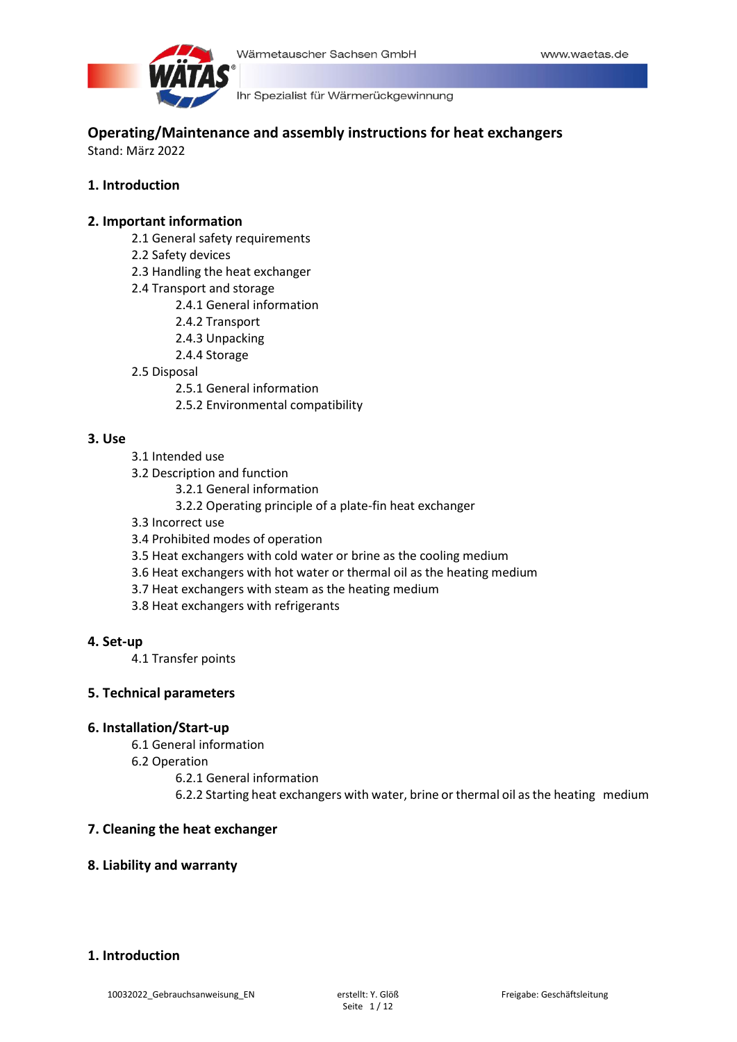# Operating/Maintenance and assembly instructions for heat exchangers

Stand: März 2022

**1. Introduction**

**2. Important information**

- 2.1 General safety requirements
- 2.2 Safety devices
- 2.3 Handling the heat exchanger
- 2.4 Transport and storage
  - 2.4.1 General information
  - 2.4.2 Transport
  - 2.4.3 Unpacking
  - 2.4.4 Storage
- 2.5 Disposal
  - 2.5.1 General information
  - 2.5.2 Environmental compatibility

**3. Use**

- 3.1 Intended use
- 3.2 Description and function
  - 3.2.1 General information
  - 3.2.2 Operating principle of a plate-fin heat exchanger
- 3.3 Incorrect use
- 3.4 Prohibited modes of operation
- 3.5 Heat exchangers with cold water or brine as the cooling medium
- 3.6 Heat exchangers with hot water or thermal oil as the heating medium
- 3.7 Heat exchangers with steam as the heating medium
- 3.8 Heat exchangers with refrigerants

**4. Set-up**

- 4.1 Transfer points

**5. Technical parameters**

**6. Installation/Start-up**

- 6.1 General information
- 6.2 Operation
  - 6.2.1 General information
  - 6.2.2 Starting heat exchangers with water, brine or thermal oil as the heating medium

**7. Cleaning the heat exchanger**

**8. Liability and warranty**

## 1. Introduction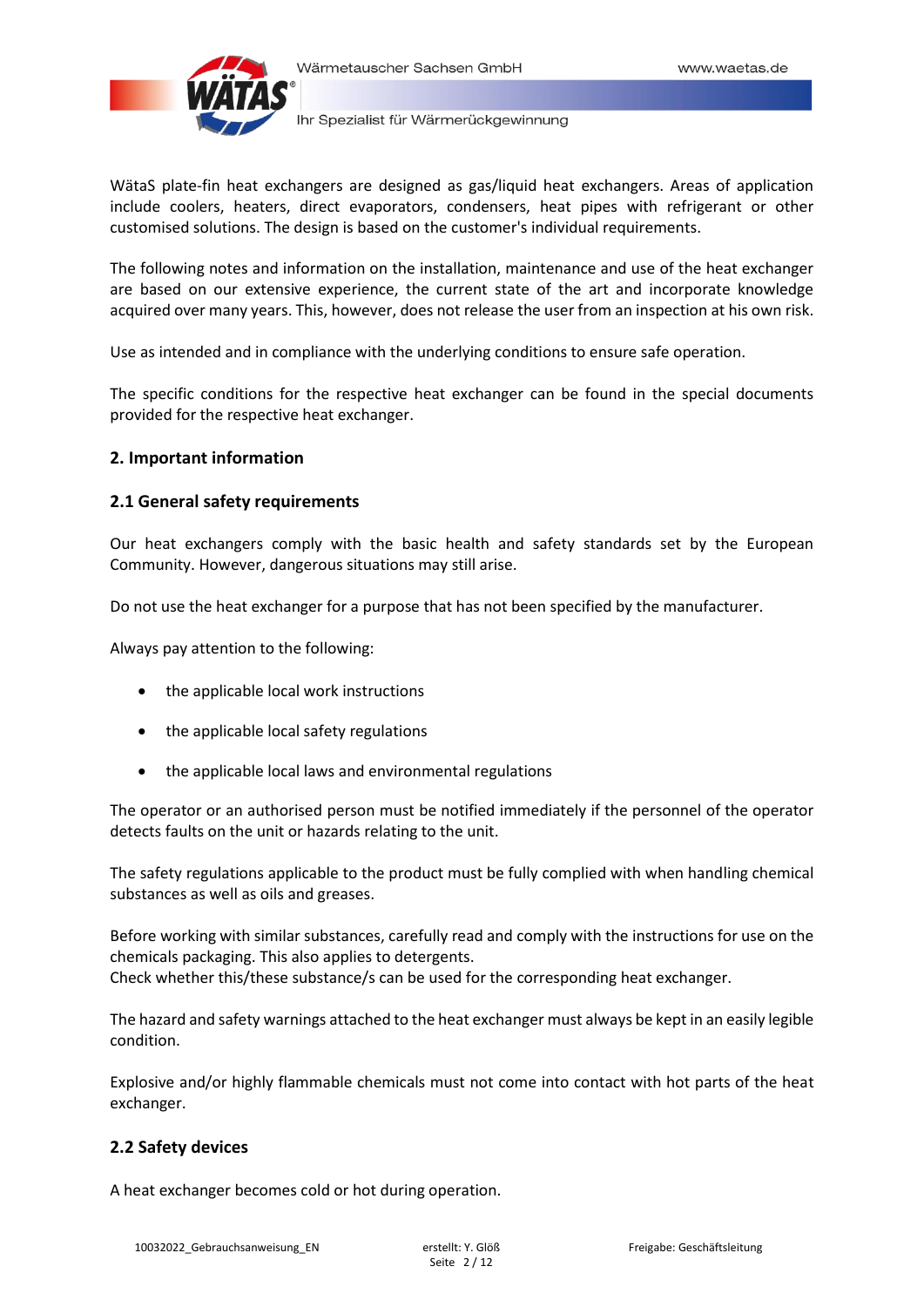WätaS plate-fin heat exchangers are designed as gas/liquid heat exchangers. Areas of application include coolers, heaters, direct evaporators, condensers, heat pipes with refrigerant or other customised solutions. The design is based on the customer's individual requirements.

The following notes and information on the installation, maintenance and use of the heat exchanger are based on our extensive experience, the current state of the art and incorporate knowledge acquired over many years. This, however, does not release the user from an inspection at his own risk.

Use as intended and in compliance with the underlying conditions to ensure safe operation.

The specific conditions for the respective heat exchanger can be found in the special documents provided for the respective heat exchanger.

## 2. Important information

### 2.1 General safety requirements

Our heat exchangers comply with the basic health and safety standards set by the European Community. However, dangerous situations may still arise.

Do not use the heat exchanger for a purpose that has not been specified by the manufacturer.

Always pay attention to the following:

- the applicable local work instructions
- the applicable local safety regulations
- the applicable local laws and environmental regulations

The operator or an authorised person must be notified immediately if the personnel of the operator detects faults on the unit or hazards relating to the unit.

The safety regulations applicable to the product must be fully complied with when handling chemical substances as well as oils and greases.

Before working with similar substances, carefully read and comply with the instructions for use on the chemicals packaging. This also applies to detergents.
Check whether this/these substance/s can be used for the corresponding heat exchanger.

The hazard and safety warnings attached to the heat exchanger must always be kept in an easily legible condition.

Explosive and/or highly flammable chemicals must not come into contact with hot parts of the heat exchanger.

### 2.2 Safety devices

A heat exchanger becomes cold or hot during operation.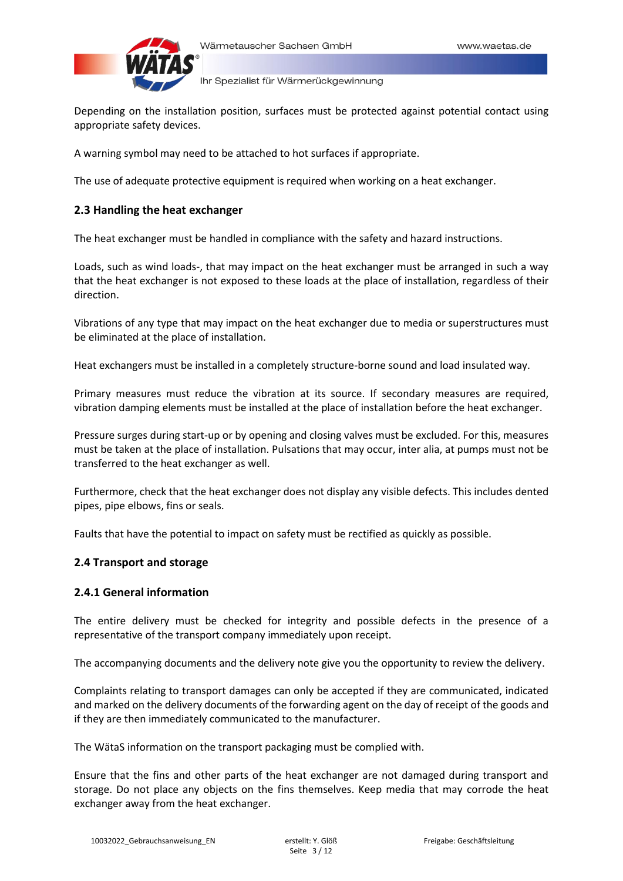Depending on the installation position, surfaces must be protected against potential contact using appropriate safety devices.

A warning symbol may need to be attached to hot surfaces if appropriate.

The use of adequate protective equipment is required when working on a heat exchanger.

## 2.3 Handling the heat exchanger

The heat exchanger must be handled in compliance with the safety and hazard instructions.

Loads, such as wind loads-, that may impact on the heat exchanger must be arranged in such a way that the heat exchanger is not exposed to these loads at the place of installation, regardless of their direction.

Vibrations of any type that may impact on the heat exchanger due to media or superstructures must be eliminated at the place of installation.

Heat exchangers must be installed in a completely structure-borne sound and load insulated way.

Primary measures must reduce the vibration at its source. If secondary measures are required, vibration damping elements must be installed at the place of installation before the heat exchanger.

Pressure surges during start-up or by opening and closing valves must be excluded. For this, measures must be taken at the place of installation. Pulsations that may occur, inter alia, at pumps must not be transferred to the heat exchanger as well.

Furthermore, check that the heat exchanger does not display any visible defects. This includes dented pipes, pipe elbows, fins or seals.

Faults that have the potential to impact on safety must be rectified as quickly as possible.

## 2.4 Transport and storage

### 2.4.1 General information

The entire delivery must be checked for integrity and possible defects in the presence of a representative of the transport company immediately upon receipt.

The accompanying documents and the delivery note give you the opportunity to review the delivery.

Complaints relating to transport damages can only be accepted if they are communicated, indicated and marked on the delivery documents of the forwarding agent on the day of receipt of the goods and if they are then immediately communicated to the manufacturer.

The WätaS information on the transport packaging must be complied with.

Ensure that the fins and other parts of the heat exchanger are not damaged during transport and storage. Do not place any objects on the fins themselves. Keep media that may corrode the heat exchanger away from the heat exchanger.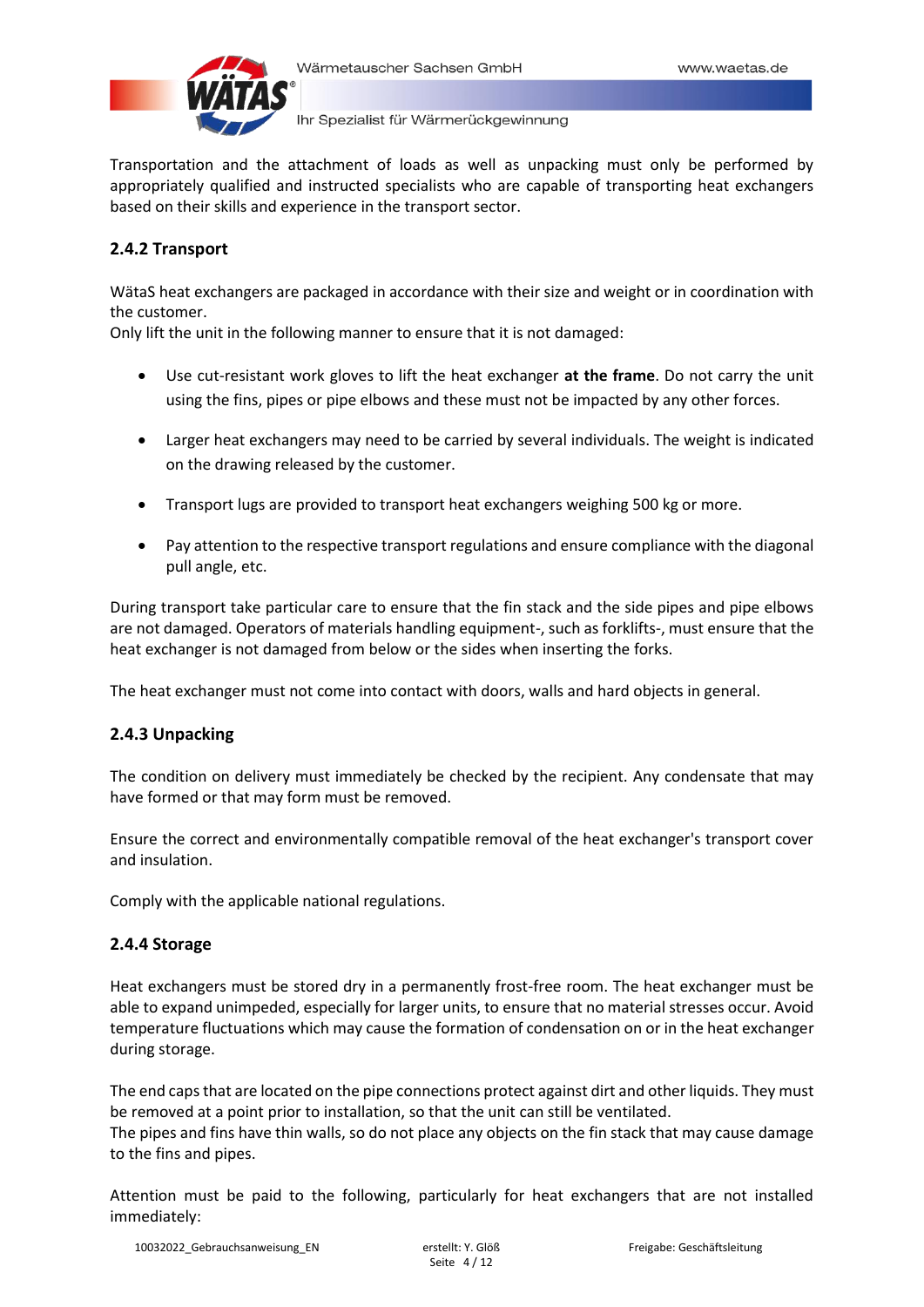Transportation and the attachment of loads as well as unpacking must only be performed by appropriately qualified and instructed specialists who are capable of transporting heat exchangers based on their skills and experience in the transport sector.

### 2.4.2 Transport

WätaS heat exchangers are packaged in accordance with their size and weight or in coordination with the customer.
Only lift the unit in the following manner to ensure that it is not damaged:

- Use cut-resistant work gloves to lift the heat exchanger **at the frame**. Do not carry the unit using the fins, pipes or pipe elbows and these must not be impacted by any other forces.
- Larger heat exchangers may need to be carried by several individuals. The weight is indicated on the drawing released by the customer.
- Transport lugs are provided to transport heat exchangers weighing 500 kg or more.
- Pay attention to the respective transport regulations and ensure compliance with the diagonal pull angle, etc.

During transport take particular care to ensure that the fin stack and the side pipes and pipe elbows are not damaged. Operators of materials handling equipment-, such as forklifts-, must ensure that the heat exchanger is not damaged from below or the sides when inserting the forks.

The heat exchanger must not come into contact with doors, walls and hard objects in general.

### 2.4.3 Unpacking

The condition on delivery must immediately be checked by the recipient. Any condensate that may have formed or that may form must be removed.

Ensure the correct and environmentally compatible removal of the heat exchanger's transport cover and insulation.

Comply with the applicable national regulations.

### 2.4.4 Storage

Heat exchangers must be stored dry in a permanently frost-free room. The heat exchanger must be able to expand unimpeded, especially for larger units, to ensure that no material stresses occur. Avoid temperature fluctuations which may cause the formation of condensation on or in the heat exchanger during storage.

The end caps that are located on the pipe connections protect against dirt and other liquids. They must be removed at a point prior to installation, so that the unit can still be ventilated.
The pipes and fins have thin walls, so do not place any objects on the fin stack that may cause damage to the fins and pipes.

Attention must be paid to the following, particularly for heat exchangers that are not installed immediately: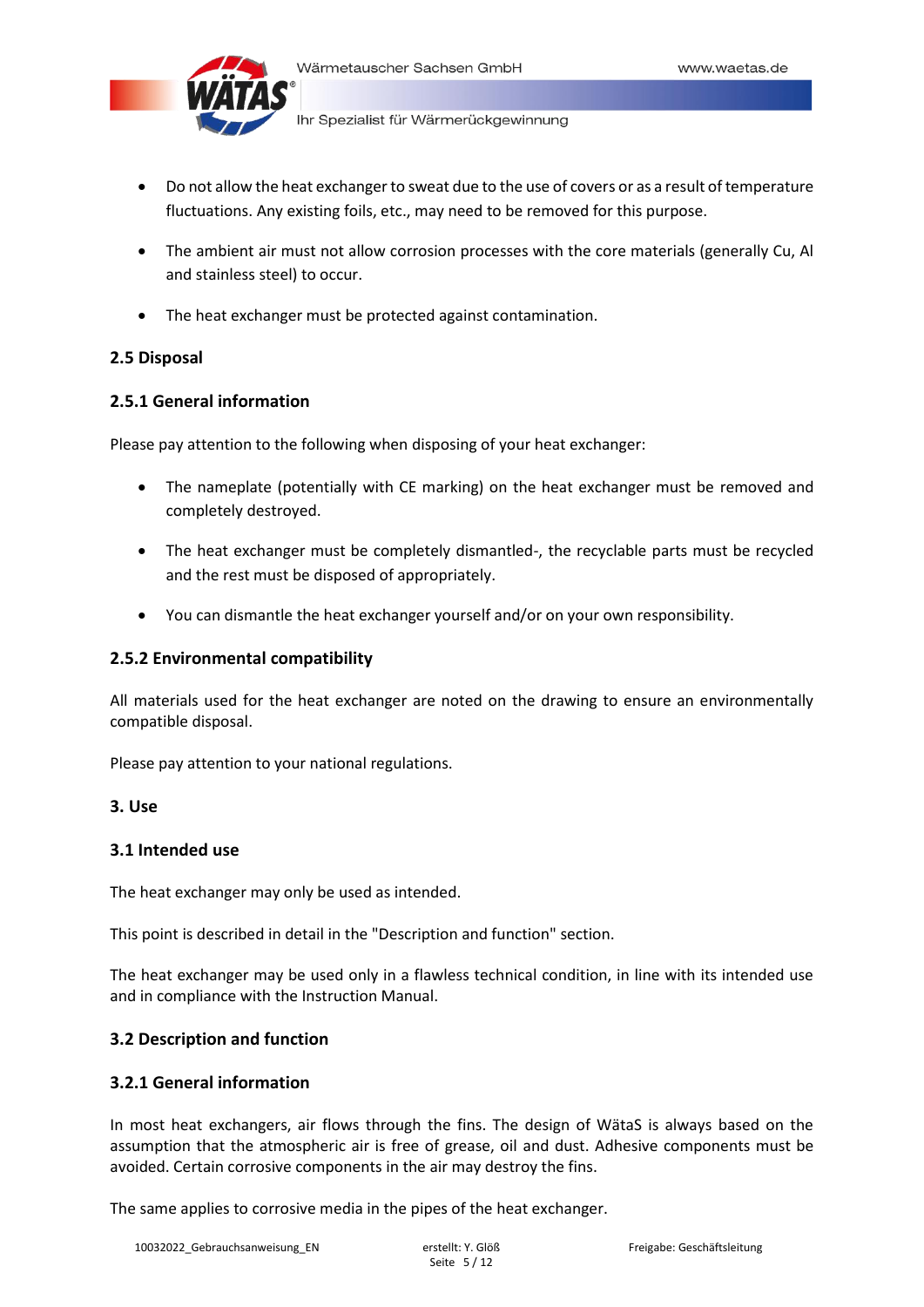- Do not allow the heat exchanger to sweat due to the use of covers or as a result of temperature fluctuations. Any existing foils, etc., may need to be removed for this purpose.
- The ambient air must not allow corrosion processes with the core materials (generally Cu, Al and stainless steel) to occur.
- The heat exchanger must be protected against contamination.

## 2.5 Disposal

### 2.5.1 General information

Please pay attention to the following when disposing of your heat exchanger:

- The nameplate (potentially with CE marking) on the heat exchanger must be removed and completely destroyed.
- The heat exchanger must be completely dismantled-, the recyclable parts must be recycled and the rest must be disposed of appropriately.
- You can dismantle the heat exchanger yourself and/or on your own responsibility.

### 2.5.2 Environmental compatibility

All materials used for the heat exchanger are noted on the drawing to ensure an environmentally compatible disposal.

Please pay attention to your national regulations.

# 3. Use

## 3.1 Intended use

The heat exchanger may only be used as intended.

This point is described in detail in the "Description and function" section.

The heat exchanger may be used only in a flawless technical condition, in line with its intended use and in compliance with the Instruction Manual.

## 3.2 Description and function

### 3.2.1 General information

In most heat exchangers, air flows through the fins. The design of WätaS is always based on the assumption that the atmospheric air is free of grease, oil and dust. Adhesive components must be avoided. Certain corrosive components in the air may destroy the fins.

The same applies to corrosive media in the pipes of the heat exchanger.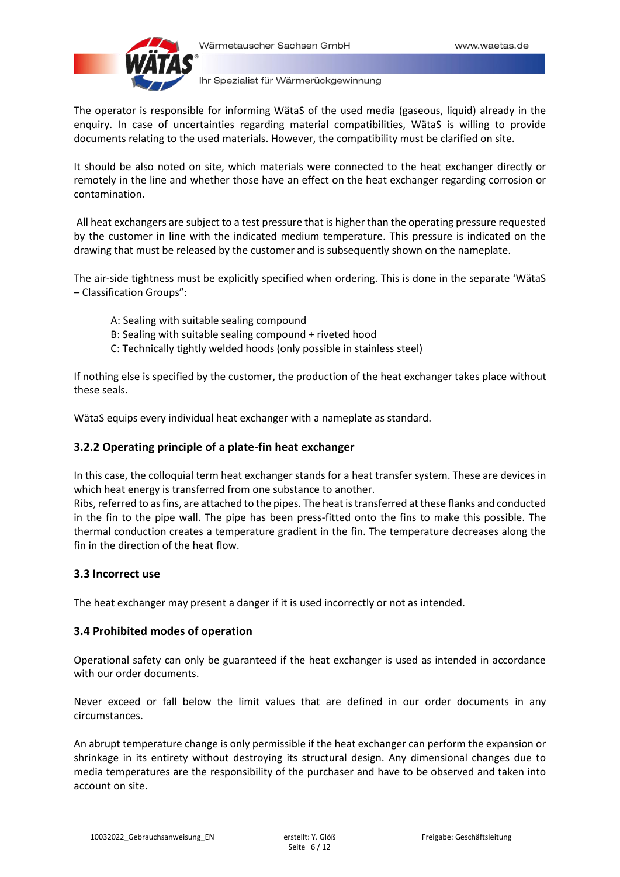The operator is responsible for informing WätaS of the used media (gaseous, liquid) already in the enquiry. In case of uncertainties regarding material compatibilities, WätaS is willing to provide documents relating to the used materials. However, the compatibility must be clarified on site.

It should be also noted on site, which materials were connected to the heat exchanger directly or remotely in the line and whether those have an effect on the heat exchanger regarding corrosion or contamination.

All heat exchangers are subject to a test pressure that is higher than the operating pressure requested by the customer in line with the indicated medium temperature. This pressure is indicated on the drawing that must be released by the customer and is subsequently shown on the nameplate.

The air-side tightness must be explicitly specified when ordering. This is done in the separate 'WätaS – Classification Groups":

A: Sealing with suitable sealing compound
B: Sealing with suitable sealing compound + riveted hood
C: Technically tightly welded hoods (only possible in stainless steel)

If nothing else is specified by the customer, the production of the heat exchanger takes place without these seals.

WätaS equips every individual heat exchanger with a nameplate as standard.

### 3.2.2 Operating principle of a plate-fin heat exchanger

In this case, the colloquial term heat exchanger stands for a heat transfer system. These are devices in which heat energy is transferred from one substance to another.
Ribs, referred to as fins, are attached to the pipes. The heat is transferred at these flanks and conducted in the fin to the pipe wall. The pipe has been press-fitted onto the fins to make this possible. The thermal conduction creates a temperature gradient in the fin. The temperature decreases along the fin in the direction of the heat flow.

### 3.3 Incorrect use

The heat exchanger may present a danger if it is used incorrectly or not as intended.

### 3.4 Prohibited modes of operation

Operational safety can only be guaranteed if the heat exchanger is used as intended in accordance with our order documents.

Never exceed or fall below the limit values that are defined in our order documents in any circumstances.

An abrupt temperature change is only permissible if the heat exchanger can perform the expansion or shrinkage in its entirety without destroying its structural design. Any dimensional changes due to media temperatures are the responsibility of the purchaser and have to be observed and taken into account on site.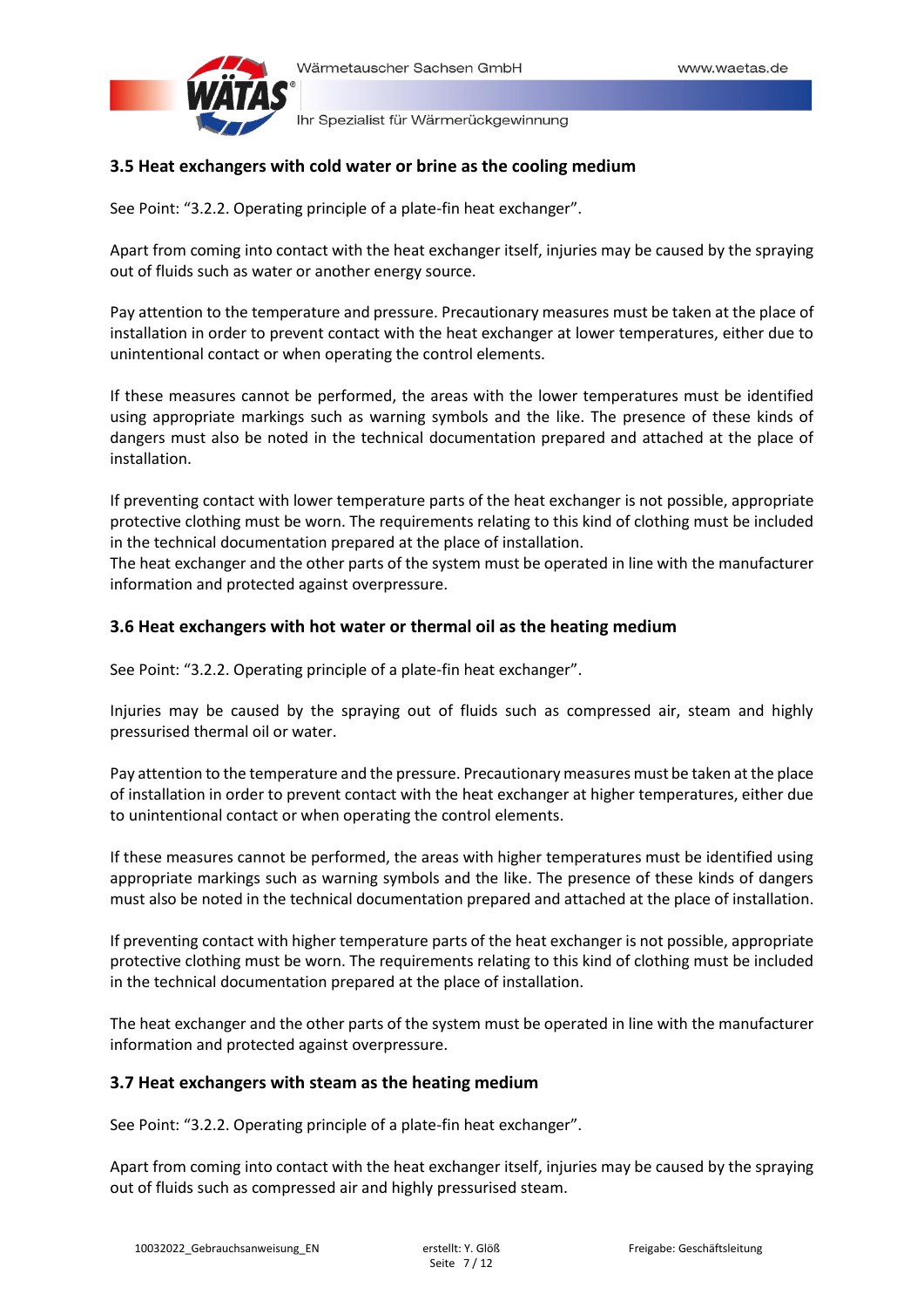### 3.5 Heat exchangers with cold water or brine as the cooling medium

See Point: “3.2.2. Operating principle of a plate-fin heat exchanger”.

Apart from coming into contact with the heat exchanger itself, injuries may be caused by the spraying out of fluids such as water or another energy source.

Pay attention to the temperature and pressure. Precautionary measures must be taken at the place of installation in order to prevent contact with the heat exchanger at lower temperatures, either due to unintentional contact or when operating the control elements.

If these measures cannot be performed, the areas with the lower temperatures must be identified using appropriate markings such as warning symbols and the like. The presence of these kinds of dangers must also be noted in the technical documentation prepared and attached at the place of installation.

If preventing contact with lower temperature parts of the heat exchanger is not possible, appropriate protective clothing must be worn. The requirements relating to this kind of clothing must be included in the technical documentation prepared at the place of installation.
The heat exchanger and the other parts of the system must be operated in line with the manufacturer information and protected against overpressure.

### 3.6 Heat exchangers with hot water or thermal oil as the heating medium

See Point: “3.2.2. Operating principle of a plate-fin heat exchanger”.

Injuries may be caused by the spraying out of fluids such as compressed air, steam and highly pressurised thermal oil or water.

Pay attention to the temperature and the pressure. Precautionary measures must be taken at the place of installation in order to prevent contact with the heat exchanger at higher temperatures, either due to unintentional contact or when operating the control elements.

If these measures cannot be performed, the areas with higher temperatures must be identified using appropriate markings such as warning symbols and the like. The presence of these kinds of dangers must also be noted in the technical documentation prepared and attached at the place of installation.

If preventing contact with higher temperature parts of the heat exchanger is not possible, appropriate protective clothing must be worn. The requirements relating to this kind of clothing must be included in the technical documentation prepared at the place of installation.

The heat exchanger and the other parts of the system must be operated in line with the manufacturer information and protected against overpressure.

### 3.7 Heat exchangers with steam as the heating medium

See Point: “3.2.2. Operating principle of a plate-fin heat exchanger”.

Apart from coming into contact with the heat exchanger itself, injuries may be caused by the spraying out of fluids such as compressed air and highly pressurised steam.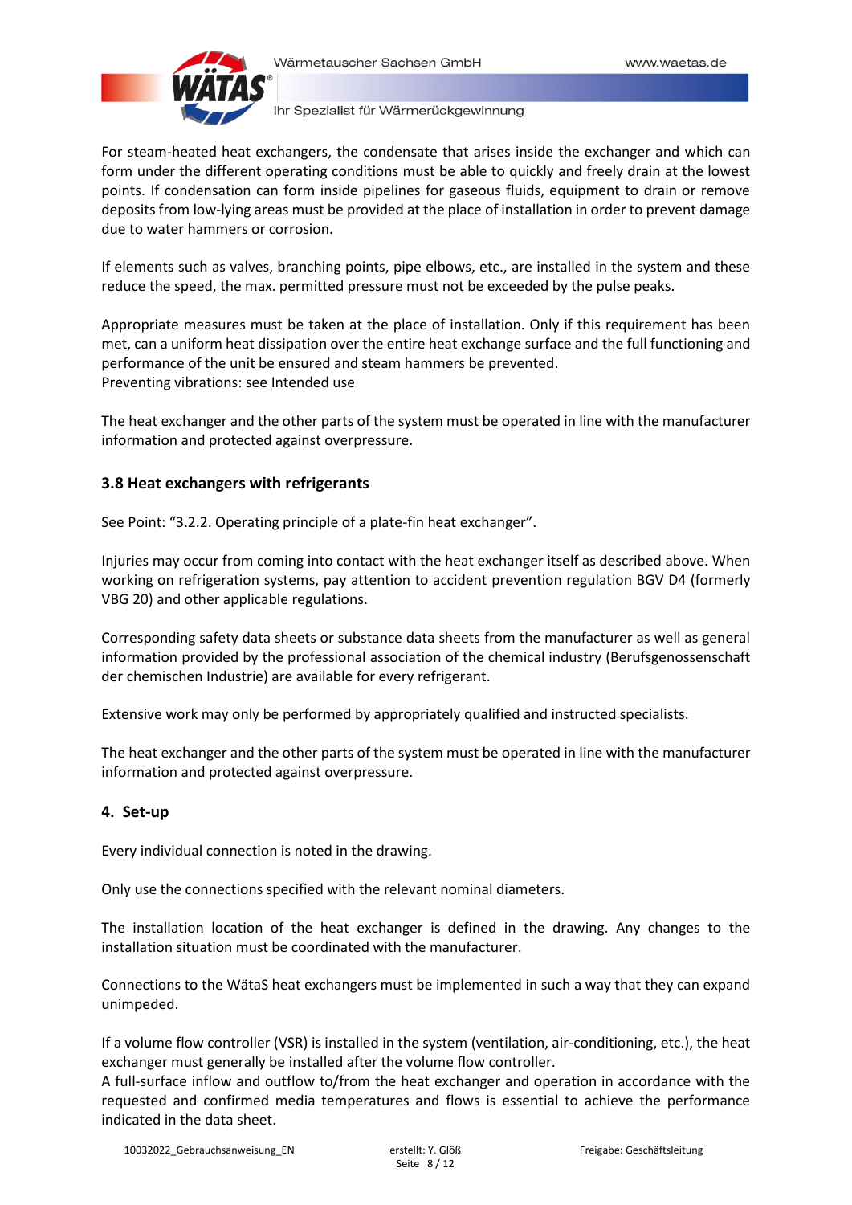For steam-heated heat exchangers, the condensate that arises inside the exchanger and which can form under the different operating conditions must be able to quickly and freely drain at the lowest points. If condensation can form inside pipelines for gaseous fluids, equipment to drain or remove deposits from low-lying areas must be provided at the place of installation in order to prevent damage due to water hammers or corrosion.

If elements such as valves, branching points, pipe elbows, etc., are installed in the system and these reduce the speed, the max. permitted pressure must not be exceeded by the pulse peaks.

Appropriate measures must be taken at the place of installation. Only if this requirement has been met, can a uniform heat dissipation over the entire heat exchange surface and the full functioning and performance of the unit be ensured and steam hammers be prevented.
Preventing vibrations: see Intended use

The heat exchanger and the other parts of the system must be operated in line with the manufacturer information and protected against overpressure.

### 3.8 Heat exchangers with refrigerants

See Point: "3.2.2. Operating principle of a plate-fin heat exchanger".

Injuries may occur from coming into contact with the heat exchanger itself as described above. When working on refrigeration systems, pay attention to accident prevention regulation BGV D4 (formerly VBG 20) and other applicable regulations.

Corresponding safety data sheets or substance data sheets from the manufacturer as well as general information provided by the professional association of the chemical industry (Berufsgenossenschaft der chemischen Industrie) are available for every refrigerant.

Extensive work may only be performed by appropriately qualified and instructed specialists.

The heat exchanger and the other parts of the system must be operated in line with the manufacturer information and protected against overpressure.

## 4. Set-up

Every individual connection is noted in the drawing.

Only use the connections specified with the relevant nominal diameters.

The installation location of the heat exchanger is defined in the drawing. Any changes to the installation situation must be coordinated with the manufacturer.

Connections to the WätaS heat exchangers must be implemented in such a way that they can expand unimpeded.

If a volume flow controller (VSR) is installed in the system (ventilation, air-conditioning, etc.), the heat exchanger must generally be installed after the volume flow controller.
A full-surface inflow and outflow to/from the heat exchanger and operation in accordance with the requested and confirmed media temperatures and flows is essential to achieve the performance indicated in the data sheet.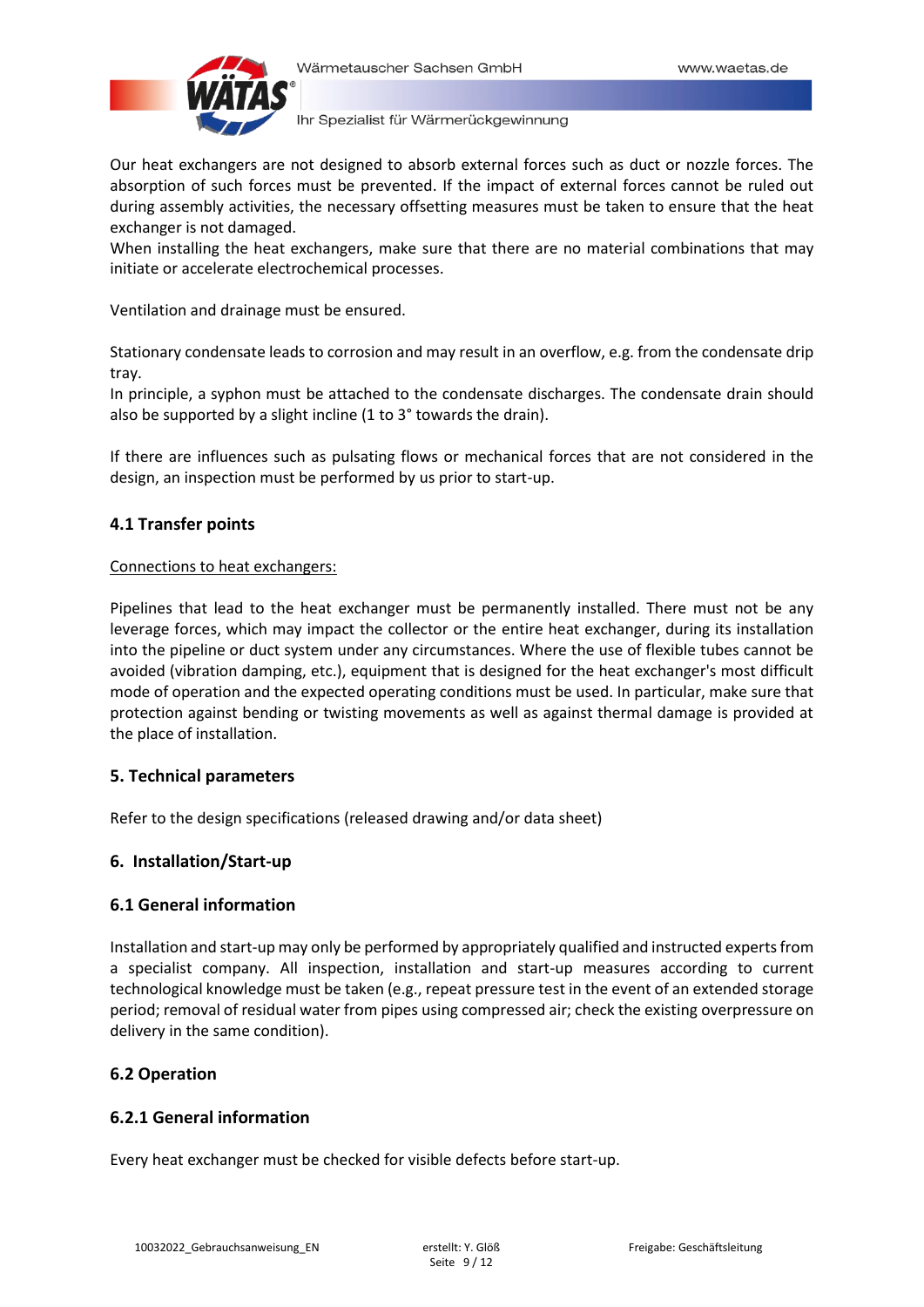Our heat exchangers are not designed to absorb external forces such as duct or nozzle forces. The absorption of such forces must be prevented. If the impact of external forces cannot be ruled out during assembly activities, the necessary offsetting measures must be taken to ensure that the heat exchanger is not damaged.
When installing the heat exchangers, make sure that there are no material combinations that may initiate or accelerate electrochemical processes.

Ventilation and drainage must be ensured.

Stationary condensate leads to corrosion and may result in an overflow, e.g. from the condensate drip tray.
In principle, a syphon must be attached to the condensate discharges. The condensate drain should also be supported by a slight incline (1 to 3° towards the drain).

If there are influences such as pulsating flows or mechanical forces that are not considered in the design, an inspection must be performed by us prior to start-up.

### 4.1 Transfer points

<u>Connections to heat exchangers:</u>

Pipelines that lead to the heat exchanger must be permanently installed. There must not be any leverage forces, which may impact the collector or the entire heat exchanger, during its installation into the pipeline or duct system under any circumstances. Where the use of flexible tubes cannot be avoided (vibration damping, etc.), equipment that is designed for the heat exchanger's most difficult mode of operation and the expected operating conditions must be used. In particular, make sure that protection against bending or twisting movements as well as against thermal damage is provided at the place of installation.

## 5. Technical parameters

Refer to the design specifications (released drawing and/or data sheet)

## 6. Installation/Start-up

### 6.1 General information

Installation and start-up may only be performed by appropriately qualified and instructed experts from a specialist company. All inspection, installation and start-up measures according to current technological knowledge must be taken (e.g., repeat pressure test in the event of an extended storage period; removal of residual water from pipes using compressed air; check the existing overpressure on delivery in the same condition).

### 6.2 Operation

#### 6.2.1 General information

Every heat exchanger must be checked for visible defects before start-up.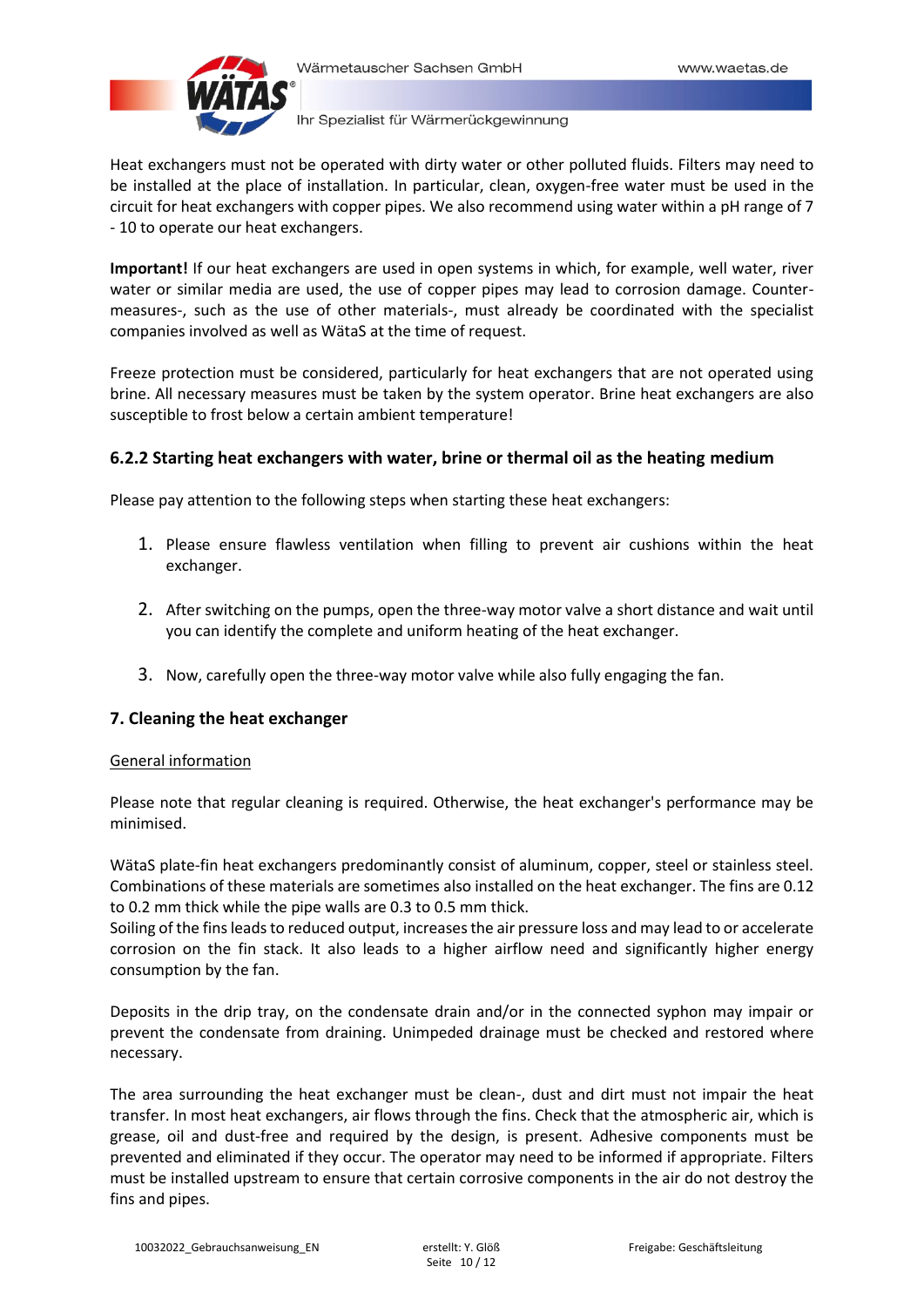Heat exchangers must not be operated with dirty water or other polluted fluids. Filters may need to be installed at the place of installation. In particular, clean, oxygen-free water must be used in the circuit for heat exchangers with copper pipes. We also recommend using water within a pH range of 7 - 10 to operate our heat exchangers.

**Important!** If our heat exchangers are used in open systems in which, for example, well water, river water or similar media are used, the use of copper pipes may lead to corrosion damage. Counter-measures-, such as the use of other materials-, must already be coordinated with the specialist companies involved as well as WätaS at the time of request.

Freeze protection must be considered, particularly for heat exchangers that are not operated using brine. All necessary measures must be taken by the system operator. Brine heat exchangers are also susceptible to frost below a certain ambient temperature!

### 6.2.2 Starting heat exchangers with water, brine or thermal oil as the heating medium

Please pay attention to the following steps when starting these heat exchangers:

1. Please ensure flawless ventilation when filling to prevent air cushions within the heat exchanger.
2. After switching on the pumps, open the three-way motor valve a short distance and wait until you can identify the complete and uniform heating of the heat exchanger.
3. Now, carefully open the three-way motor valve while also fully engaging the fan.

## 7. Cleaning the heat exchanger

<u>General information</u>

Please note that regular cleaning is required. Otherwise, the heat exchanger's performance may be minimised.

WätaS plate-fin heat exchangers predominantly consist of aluminum, copper, steel or stainless steel. Combinations of these materials are sometimes also installed on the heat exchanger. The fins are 0.12 to 0.2 mm thick while the pipe walls are 0.3 to 0.5 mm thick.
Soiling of the fins leads to reduced output, increases the air pressure loss and may lead to or accelerate corrosion on the fin stack. It also leads to a higher airflow need and significantly higher energy consumption by the fan.

Deposits in the drip tray, on the condensate drain and/or in the connected syphon may impair or prevent the condensate from draining. Unimpeded drainage must be checked and restored where necessary.

The area surrounding the heat exchanger must be clean-, dust and dirt must not impair the heat transfer. In most heat exchangers, air flows through the fins. Check that the atmospheric air, which is grease, oil and dust-free and required by the design, is present. Adhesive components must be prevented and eliminated if they occur. The operator may need to be informed if appropriate. Filters must be installed upstream to ensure that certain corrosive components in the air do not destroy the fins and pipes.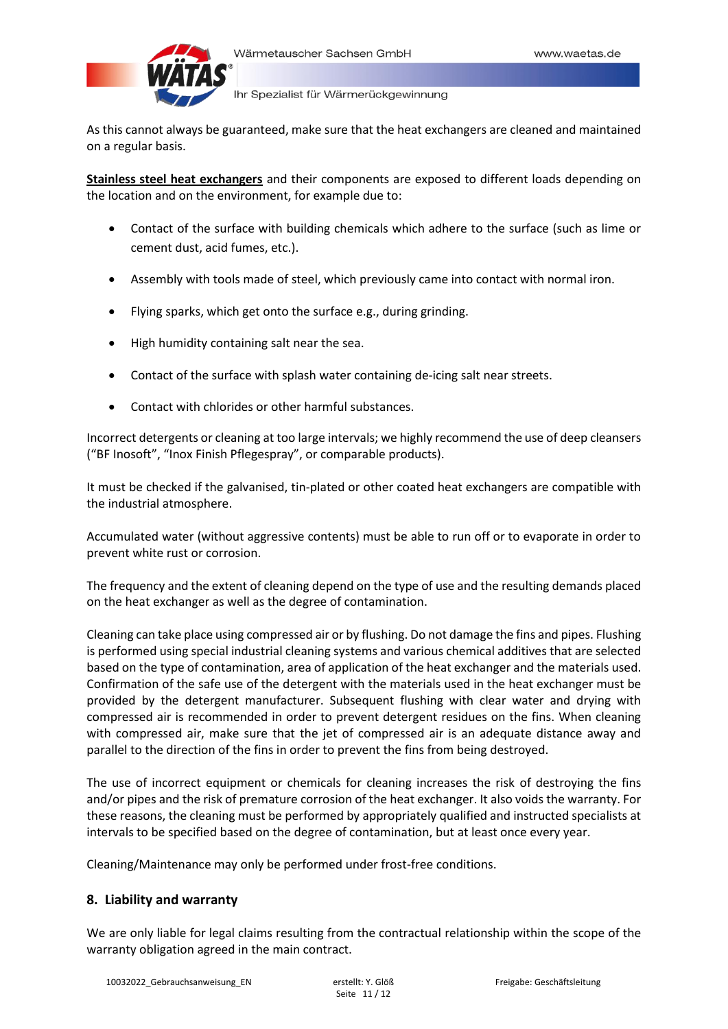As this cannot always be guaranteed, make sure that the heat exchangers are cleaned and maintained on a regular basis.

**Stainless steel heat exchangers** and their components are exposed to different loads depending on the location and on the environment, for example due to:

- Contact of the surface with building chemicals which adhere to the surface (such as lime or cement dust, acid fumes, etc.).
- Assembly with tools made of steel, which previously came into contact with normal iron.
- Flying sparks, which get onto the surface e.g., during grinding.
- High humidity containing salt near the sea.
- Contact of the surface with splash water containing de-icing salt near streets.
- Contact with chlorides or other harmful substances.

Incorrect detergents or cleaning at too large intervals; we highly recommend the use of deep cleansers ("BF Inosoft", "Inox Finish Pflegespray", or comparable products).

It must be checked if the galvanised, tin-plated or other coated heat exchangers are compatible with the industrial atmosphere.

Accumulated water (without aggressive contents) must be able to run off or to evaporate in order to prevent white rust or corrosion.

The frequency and the extent of cleaning depend on the type of use and the resulting demands placed on the heat exchanger as well as the degree of contamination.

Cleaning can take place using compressed air or by flushing. Do not damage the fins and pipes. Flushing is performed using special industrial cleaning systems and various chemical additives that are selected based on the type of contamination, area of application of the heat exchanger and the materials used. Confirmation of the safe use of the detergent with the materials used in the heat exchanger must be provided by the detergent manufacturer. Subsequent flushing with clear water and drying with compressed air is recommended in order to prevent detergent residues on the fins. When cleaning with compressed air, make sure that the jet of compressed air is an adequate distance away and parallel to the direction of the fins in order to prevent the fins from being destroyed.

The use of incorrect equipment or chemicals for cleaning increases the risk of destroying the fins and/or pipes and the risk of premature corrosion of the heat exchanger. It also voids the warranty. For these reasons, the cleaning must be performed by appropriately qualified and instructed specialists at intervals to be specified based on the degree of contamination, but at least once every year.

Cleaning/Maintenance may only be performed under frost-free conditions.

## 8. Liability and warranty

We are only liable for legal claims resulting from the contractual relationship within the scope of the warranty obligation agreed in the main contract.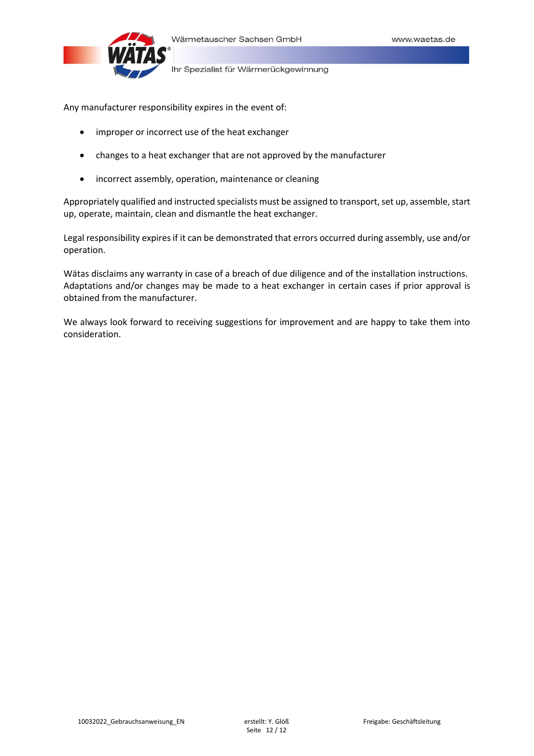Any manufacturer responsibility expires in the event of:

- improper or incorrect use of the heat exchanger
- changes to a heat exchanger that are not approved by the manufacturer
- incorrect assembly, operation, maintenance or cleaning

Appropriately qualified and instructed specialists must be assigned to transport, set up, assemble, start up, operate, maintain, clean and dismantle the heat exchanger.

Legal responsibility expires if it can be demonstrated that errors occurred during assembly, use and/or operation.

Wätas disclaims any warranty in case of a breach of due diligence and of the installation instructions. Adaptations and/or changes may be made to a heat exchanger in certain cases if prior approval is obtained from the manufacturer.

We always look forward to receiving suggestions for improvement and are happy to take them into consideration.